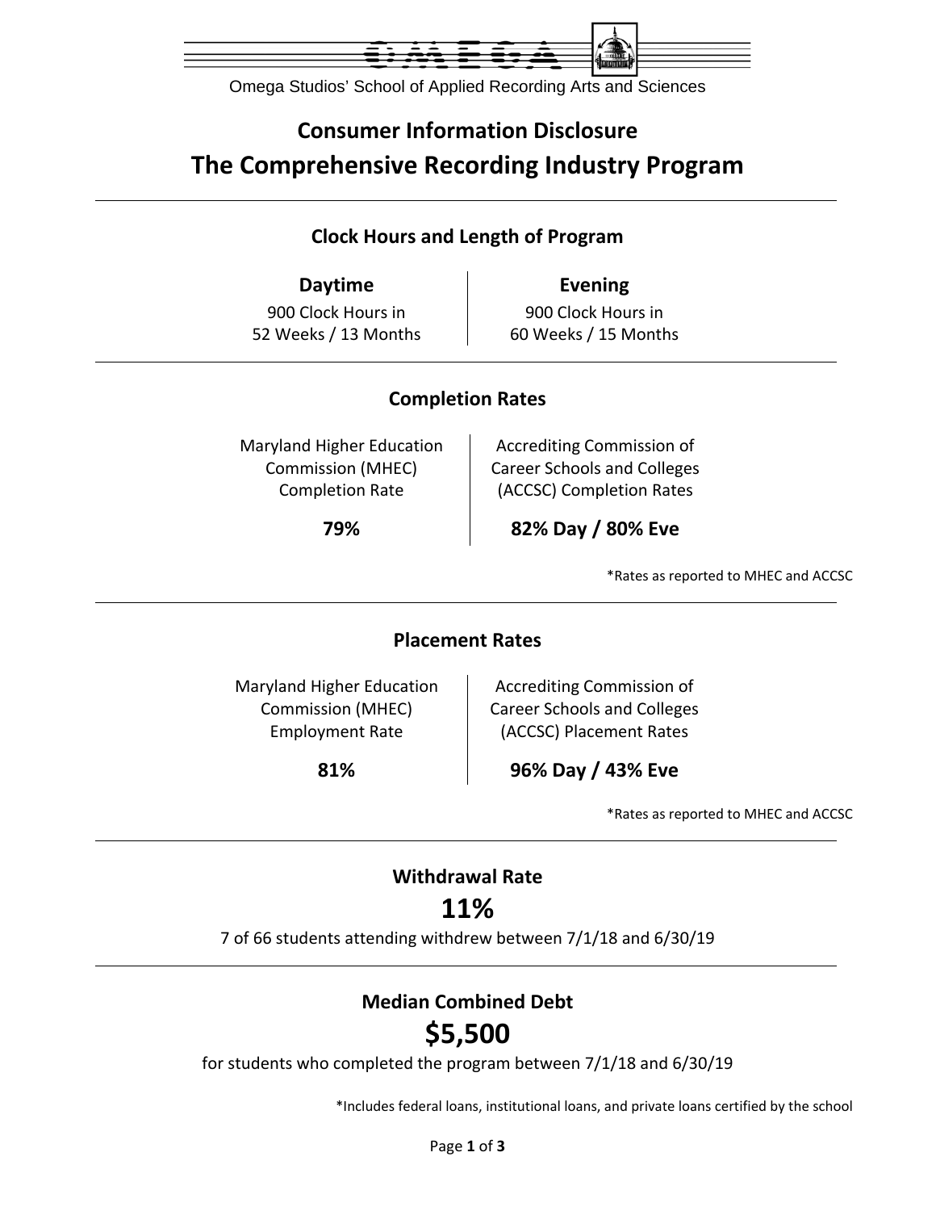Omega Studios' School of Applied Recording Arts and Sciences

# Consumer Information Disclosure

# The Comprehensive Recording Industry Program

## Clock Hours and Length of Program

| Daytime | Evening |
|---|---|
| 900 Clock Hours in 52 Weeks / 13 Months | 900 Clock Hours in 60 Weeks / 15 Months |

## Completion Rates

| Maryland Higher Education Commission (MHEC) Completion Rate | Accrediting Commission of Career Schools and Colleges (ACCSC) Completion Rates |
|---|---|
| **79%** | **82% Day / 80% Eve** |

*Rates as reported to MHEC and ACCSC

## Placement Rates

| Maryland Higher Education Commission (MHEC) Employment Rate | Accrediting Commission of Career Schools and Colleges (ACCSC) Placement Rates |
|---|---|
| **81%** | **96% Day / 43% Eve** |

*Rates as reported to MHEC and ACCSC

## Withdrawal Rate

**11%**

7 of 66 students attending withdrew between 7/1/18 and 6/30/19

## Median Combined Debt

**$5,500**

for students who completed the program between 7/1/18 and 6/30/19

*Includes federal loans, institutional loans, and private loans certified by the school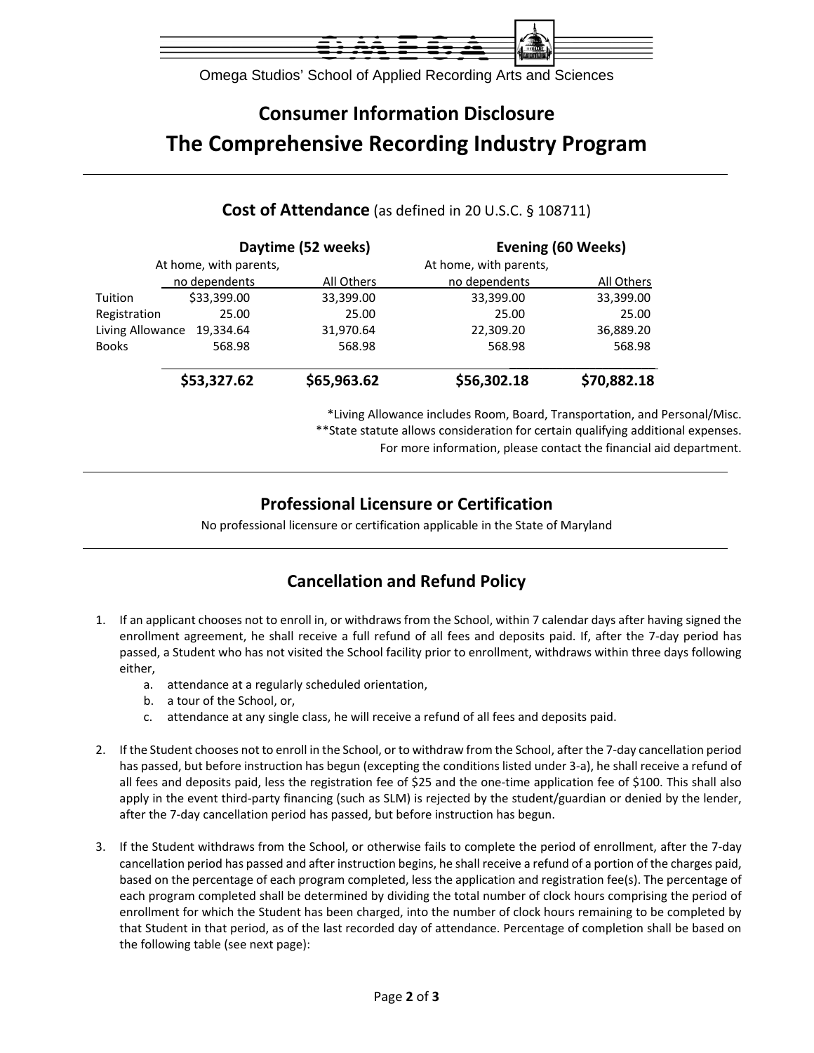Omega Studios' School of Applied Recording Arts and Sciences

# Consumer Information Disclosure

# The Comprehensive Recording Industry Program

## Cost of Attendance (as defined in 20 U.S.C. § 108711)

| | Daytime (52 weeks) | | Evening (60 Weeks) | |
|---|---|---|---|---|
| | At home, with parents, no dependents | All Others | At home, with parents, no dependents | All Others |
| Tuition | $33,399.00 | 33,399.00 | 33,399.00 | 33,399.00 |
| Registration | 25.00 | 25.00 | 25.00 | 25.00 |
| Living Allowance | 19,334.64 | 31,970.64 | 22,309.20 | 36,889.20 |
| Books | 568.98 | 568.98 | 568.98 | 568.98 |
| | **$53,327.62** | **$65,963.62** | **$56,302.18** | **$70,882.18** |

*Living Allowance includes Room, Board, Transportation, and Personal/Misc.
**State statute allows consideration for certain qualifying additional expenses.
For more information, please contact the financial aid department.

## Professional Licensure or Certification

No professional licensure or certification applicable in the State of Maryland

## Cancellation and Refund Policy

1. If an applicant chooses not to enroll in, or withdraws from the School, within 7 calendar days after having signed the enrollment agreement, he shall receive a full refund of all fees and deposits paid. If, after the 7-day period has passed, a Student who has not visited the School facility prior to enrollment, withdraws within three days following either,
    a. attendance at a regularly scheduled orientation,
    b. a tour of the School, or,
    c. attendance at any single class, he will receive a refund of all fees and deposits paid.

2. If the Student chooses not to enroll in the School, or to withdraw from the School, after the 7-day cancellation period has passed, but before instruction has begun (excepting the conditions listed under 3-a), he shall receive a refund of all fees and deposits paid, less the registration fee of $25 and the one-time application fee of $100. This shall also apply in the event third-party financing (such as SLM) is rejected by the student/guardian or denied by the lender, after the 7-day cancellation period has passed, but before instruction has begun.

3. If the Student withdraws from the School, or otherwise fails to complete the period of enrollment, after the 7-day cancellation period has passed and after instruction begins, he shall receive a refund of a portion of the charges paid, based on the percentage of each program completed, less the application and registration fee(s). The percentage of each program completed shall be determined by dividing the total number of clock hours comprising the period of enrollment for which the Student has been charged, into the number of clock hours remaining to be completed by that Student in that period, as of the last recorded day of attendance. Percentage of completion shall be based on the following table (see next page):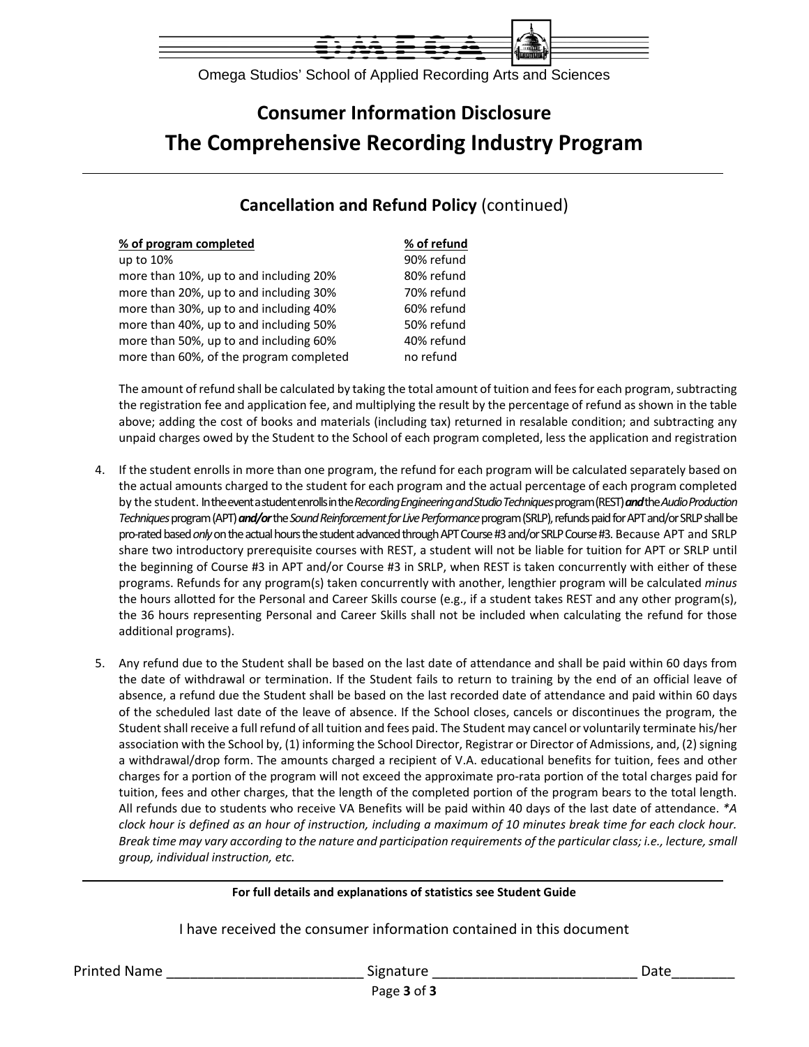Omega Studios' School of Applied Recording Arts and Sciences

# Consumer Information Disclosure
# The Comprehensive Recording Industry Program

## Cancellation and Refund Policy (continued)

| % of program completed | % of refund |
|---|---|
| up to 10% | 90% refund |
| more than 10%, up to and including 20% | 80% refund |
| more than 20%, up to and including 30% | 70% refund |
| more than 30%, up to and including 40% | 60% refund |
| more than 40%, up to and including 50% | 50% refund |
| more than 50%, up to and including 60% | 40% refund |
| more than 60%, of the program completed | no refund |

The amount of refund shall be calculated by taking the total amount of tuition and fees for each program, subtracting the registration fee and application fee, and multiplying the result by the percentage of refund as shown in the table above; adding the cost of books and materials (including tax) returned in resalable condition; and subtracting any unpaid charges owed by the Student to the School of each program completed, less the application and registration

4. If the student enrolls in more than one program, the refund for each program will be calculated separately based on the actual amounts charged to the student for each program and the actual percentage of each program completed by the student. In the event a student enrolls in the *Recording Engineering and Studio Techniques* program (REST) ***and*** the *Audio Production Techniques* program (APT) ***and/or*** the *Sound Reinforcement for Live Performance* program (SRLP), refunds paid for APT and/or SRLP shall be pro-rated based *only* on the actual hours the student advanced through APT Course #3 and/or SRLP Course #3. Because APT and SRLP share two introductory prerequisite courses with REST, a student will not be liable for tuition for APT or SRLP until the beginning of Course #3 in APT and/or Course #3 in SRLP, when REST is taken concurrently with either of these programs. Refunds for any program(s) taken concurrently with another, lengthier program will be calculated *minus* the hours allotted for the Personal and Career Skills course (e.g., if a student takes REST and any other program(s), the 36 hours representing Personal and Career Skills shall not be included when calculating the refund for those additional programs).

5. Any refund due to the Student shall be based on the last date of attendance and shall be paid within 60 days from the date of withdrawal or termination. If the Student fails to return to training by the end of an official leave of absence, a refund due the Student shall be based on the last recorded date of attendance and paid within 60 days of the scheduled last date of the leave of absence. If the School closes, cancels or discontinues the program, the Student shall receive a full refund of all tuition and fees paid. The Student may cancel or voluntarily terminate his/her association with the School by, (1) informing the School Director, Registrar or Director of Admissions, and, (2) signing a withdrawal/drop form. The amounts charged a recipient of V.A. educational benefits for tuition, fees and other charges for a portion of the program will not exceed the approximate pro-rata portion of the total charges paid for tuition, fees and other charges, that the length of the completed portion of the program bears to the total length. All refunds due to students who receive VA Benefits will be paid within 40 days of the last date of attendance. *\*A clock hour is defined as an hour of instruction, including a maximum of 10 minutes break time for each clock hour. Break time may vary according to the nature and participation requirements of the particular class; i.e., lecture, small group, individual instruction, etc.*

---

**For full details and explanations of statistics see Student Guide**

I have received the consumer information contained in this document

Printed Name ________________________ Signature __________________________ Date________